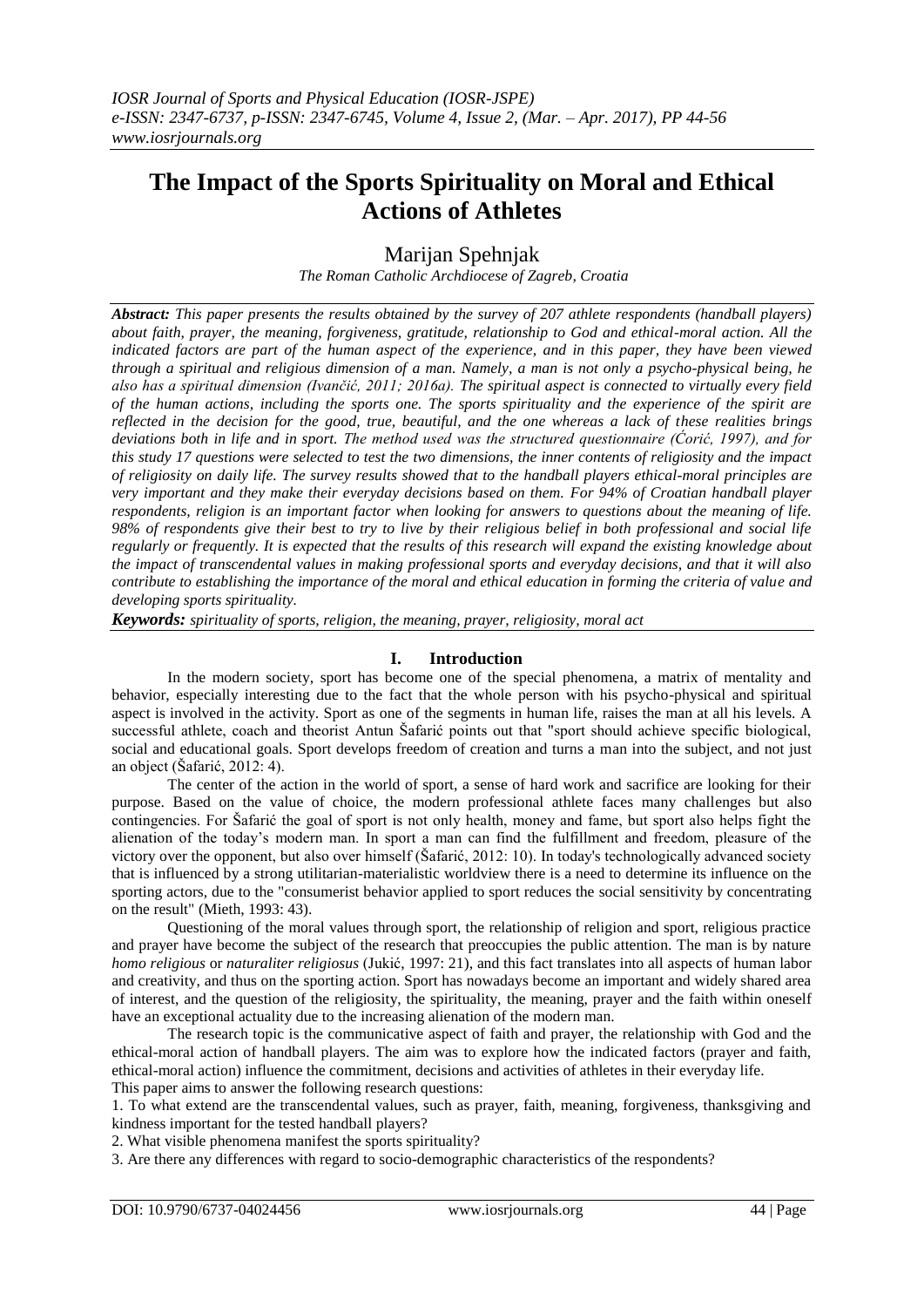# The Impact of the Sports Spirituality on Moral and Ethical Actions of Athletes

Marijan Spehnjak

*The Roman Catholic Archdiocese of Zagreb, Croatia*

***Abstract:*** ***This paper presents the results obtained by the survey of 207 athlete respondents (handball players) about faith, prayer, the meaning, forgiveness, gratitude, relationship to God and ethical-moral action. All the indicated factors are part of the human aspect of the experience, and in this paper, they have been viewed through a spiritual and religious dimension of a man. Namely, a man is not only a psycho-physical being, he also has a spiritual dimension (Ivančić, 2011; 2016a). The spiritual aspect is connected to virtually every field of the human actions, including the sports one. The sports spirituality and the experience of the spirit are reflected in the decision for the good, true, beautiful, and the one whereas a lack of these realities brings deviations both in life and in sport. The method used was the structured questionnaire (Ćorić, 1997), and for this study 17 questions were selected to test the two dimensions, the inner contents of religiosity and the impact of religiosity on daily life. The survey results showed that to the handball players ethical-moral principles are very important and they make their everyday decisions based on them. For 94% of Croatian handball player respondents, religion is an important factor when looking for answers to questions about the meaning of life. 98% of respondents give their best to try to live by their religious belief in both professional and social life regularly or frequently. It is expected that the results of this research will expand the existing knowledge about the impact of transcendental values in making professional sports and everyday decisions, and that it will also contribute to establishing the importance of the moral and ethical education in forming the criteria of value and developing sports spirituality.***

***Keywords:*** *spirituality of sports, religion, the meaning, prayer, religiosity, moral act*

## I. Introduction

In the modern society, sport has become one of the special phenomena, a matrix of mentality and behavior, especially interesting due to the fact that the whole person with his psycho-physical and spiritual aspect is involved in the activity. Sport as one of the segments in human life, raises the man at all his levels. A successful athlete, coach and theorist Antun Šafarić points out that "sport should achieve specific biological, social and educational goals. Sport develops freedom of creation and turns a man into the subject, and not just an object (Šafarić, 2012: 4).

The center of the action in the world of sport, a sense of hard work and sacrifice are looking for their purpose. Based on the value of choice, the modern professional athlete faces many challenges but also contingencies. For Šafarić the goal of sport is not only health, money and fame, but sport also helps fight the alienation of the today's modern man. In sport a man can find the fulfillment and freedom, pleasure of the victory over the opponent, but also over himself (Šafarić, 2012: 10). In today's technologically advanced society that is influenced by a strong utilitarian-materialistic worldview there is a need to determine its influence on the sporting actors, due to the "consumerist behavior applied to sport reduces the social sensitivity by concentrating on the result" (Mieth, 1993: 43).

Questioning of the moral values through sport, the relationship of religion and sport, religious practice and prayer have become the subject of the research that preoccupies the public attention. The man is by nature *homo religious* or *naturaliter religiosus* (Jukić, 1997: 21), and this fact translates into all aspects of human labor and creativity, and thus on the sporting action. Sport has nowadays become an important and widely shared area of interest, and the question of the religiosity, the spirituality, the meaning, prayer and the faith within oneself have an exceptional actuality due to the increasing alienation of the modern man.

The research topic is the communicative aspect of faith and prayer, the relationship with God and the ethical-moral action of handball players. The aim was to explore how the indicated factors (prayer and faith, ethical-moral action) influence the commitment, decisions and activities of athletes in their everyday life.

This paper aims to answer the following research questions:

1. To what extend are the transcendental values, such as prayer, faith, meaning, forgiveness, thanksgiving and kindness important for the tested handball players?
2. What visible phenomena manifest the sports spirituality?
3. Are there any differences with regard to socio-demographic characteristics of the respondents?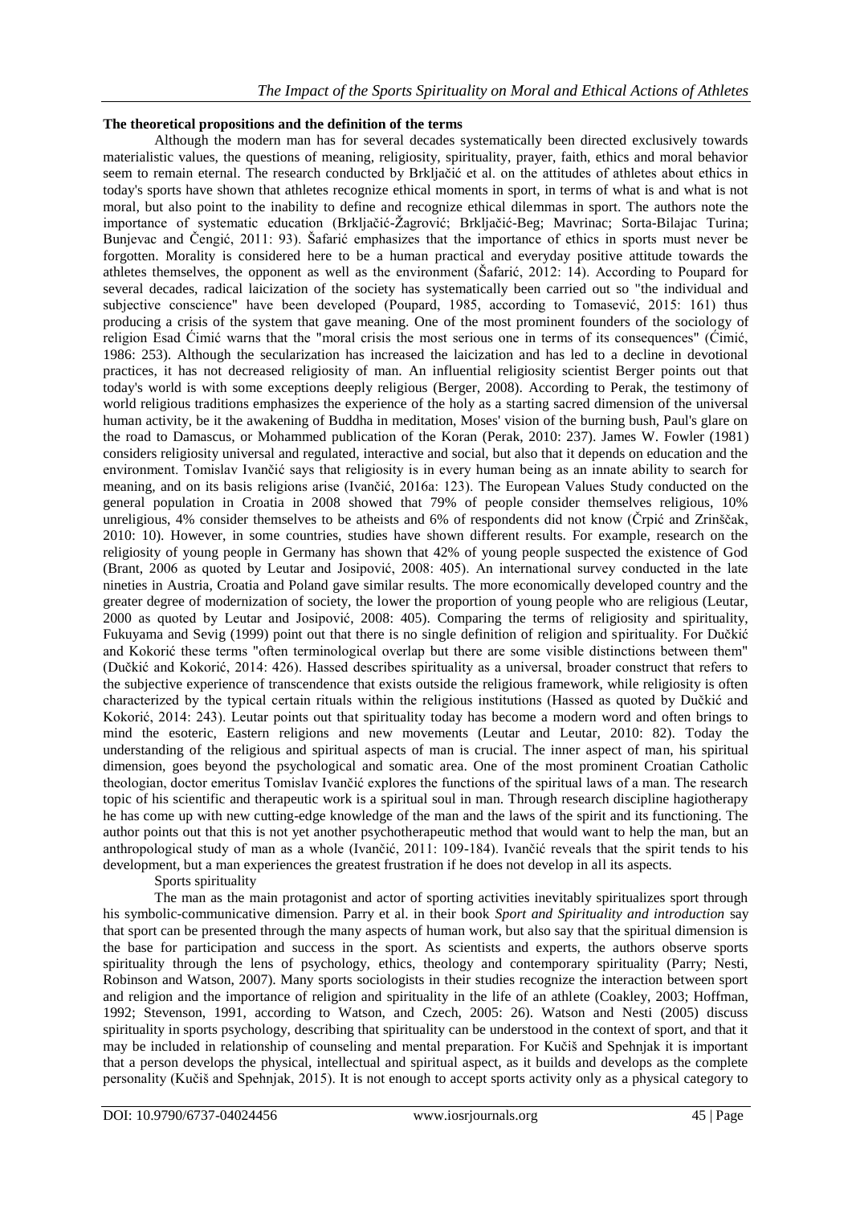### The theoretical propositions and the definition of the terms

Although the modern man has for several decades systematically been directed exclusively towards materialistic values, the questions of meaning, religiosity, spirituality, prayer, faith, ethics and moral behavior seem to remain eternal. The research conducted by Brkljačić et al. on the attitudes of athletes about ethics in today's sports have shown that athletes recognize ethical moments in sport, in terms of what is and what is not moral, but also point to the inability to define and recognize ethical dilemmas in sport. The authors note the importance of systematic education (Brkljačić-Žagrović; Brkljačić-Beg; Mavrinac; Sorta-Bilajac Turina; Bunjevac and Čengić, 2011: 93). Šafarić emphasizes that the importance of ethics in sports must never be forgotten. Morality is considered here to be a human practical and everyday positive attitude towards the athletes themselves, the opponent as well as the environment (Šafarić, 2012: 14). According to Poupard for several decades, radical laicization of the society has systematically been carried out so "the individual and subjective conscience" have been developed (Poupard, 1985, according to Tomasević, 2015: 161) thus producing a crisis of the system that gave meaning. One of the most prominent founders of the sociology of religion Esad Ćimić warns that the "moral crisis the most serious one in terms of its consequences" (Ćimić, 1986: 253). Although the secularization has increased the laicization and has led to a decline in devotional practices, it has not decreased religiosity of man. An influential religiosity scientist Berger points out that today's world is with some exceptions deeply religious (Berger, 2008). According to Perak, the testimony of world religious traditions emphasizes the experience of the holy as a starting sacred dimension of the universal human activity, be it the awakening of Buddha in meditation, Moses' vision of the burning bush, Paul's glare on the road to Damascus, or Mohammed publication of the Koran (Perak, 2010: 237). James W. Fowler (1981) considers religiosity universal and regulated, interactive and social, but also that it depends on education and the environment. Tomislav Ivančić says that religiosity is in every human being as an innate ability to search for meaning, and on its basis religions arise (Ivančić, 2016a: 123). The European Values Study conducted on the general population in Croatia in 2008 showed that 79% of people consider themselves religious, 10% unreligious, 4% consider themselves to be atheists and 6% of respondents did not know (Črpić and Zrinščak, 2010: 10). However, in some countries, studies have shown different results. For example, research on the religiosity of young people in Germany has shown that 42% of young people suspected the existence of God (Brant, 2006 as quoted by Leutar and Josipović, 2008: 405). An international survey conducted in the late nineties in Austria, Croatia and Poland gave similar results. The more economically developed country and the greater degree of modernization of society, the lower the proportion of young people who are religious (Leutar, 2000 as quoted by Leutar and Josipović, 2008: 405). Comparing the terms of religiosity and spirituality, Fukuyama and Sevig (1999) point out that there is no single definition of religion and spirituality. For Dučkić and Kokorić these terms "often terminological overlap but there are some visible distinctions between them" (Dučkić and Kokorić, 2014: 426). Hassed describes spirituality as a universal, broader construct that refers to the subjective experience of transcendence that exists outside the religious framework, while religiosity is often characterized by the typical certain rituals within the religious institutions (Hassed as quoted by Dučkić and Kokorić, 2014: 243). Leutar points out that spirituality today has become a modern word and often brings to mind the esoteric, Eastern religions and new movements (Leutar and Leutar, 2010: 82). Today the understanding of the religious and spiritual aspects of man is crucial. The inner aspect of man, his spiritual dimension, goes beyond the psychological and somatic area. One of the most prominent Croatian Catholic theologian, doctor emeritus Tomislav Ivančić explores the functions of the spiritual laws of a man. The research topic of his scientific and therapeutic work is a spiritual soul in man. Through research discipline hagiotherapy he has come up with new cutting-edge knowledge of the man and the laws of the spirit and its functioning. The author points out that this is not yet another psychotherapeutic method that would want to help the man, but an anthropological study of man as a whole (Ivančić, 2011: 109-184). Ivančić reveals that the spirit tends to his development, but a man experiences the greatest frustration if he does not develop in all its aspects.

### Sports spirituality

The man as the main protagonist and actor of sporting activities inevitably spiritualizes sport through his symbolic-communicative dimension. Parry et al. in their book *Sport and Spirituality and introduction* say that sport can be presented through the many aspects of human work, but also say that the spiritual dimension is the base for participation and success in the sport. As scientists and experts, the authors observe sports spirituality through the lens of psychology, ethics, theology and contemporary spirituality (Parry; Nesti, Robinson and Watson, 2007). Many sports sociologists in their studies recognize the interaction between sport and religion and the importance of religion and spirituality in the life of an athlete (Coakley, 2003; Hoffman, 1992; Stevenson, 1991, according to Watson, and Czech, 2005: 26). Watson and Nesti (2005) discuss spirituality in sports psychology, describing that spirituality can be understood in the context of sport, and that it may be included in relationship of counseling and mental preparation. For Kučiš and Spehnjak it is important that a person develops the physical, intellectual and spiritual aspect, as it builds and develops as the complete personality (Kučiš and Spehnjak, 2015). It is not enough to accept sports activity only as a physical category to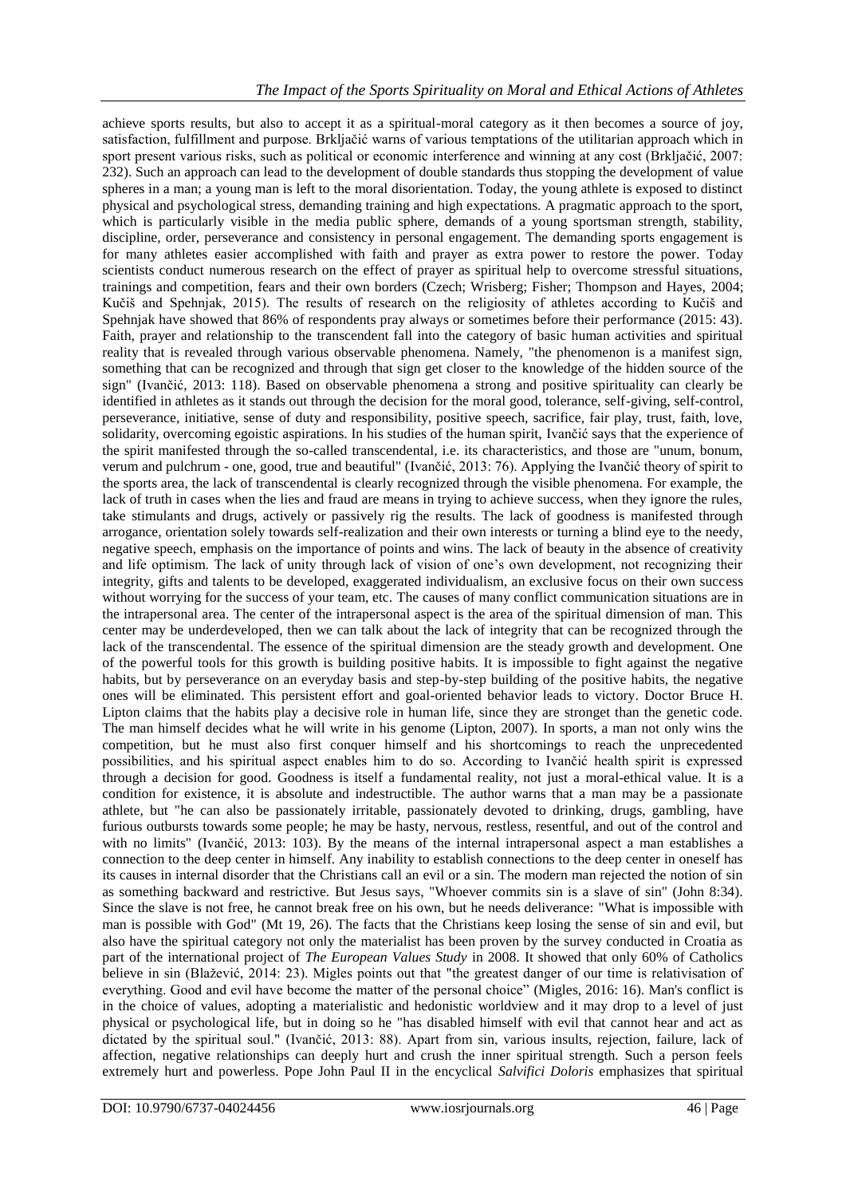achieve sports results, but also to accept it as a spiritual-moral category as it then becomes a source of joy, satisfaction, fulfillment and purpose. Brkljačić warns of various temptations of the utilitarian approach which in sport present various risks, such as political or economic interference and winning at any cost (Brkljačić, 2007: 232). Such an approach can lead to the development of double standards thus stopping the development of value spheres in a man; a young man is left to the moral disorientation. Today, the young athlete is exposed to distinct physical and psychological stress, demanding training and high expectations. A pragmatic approach to the sport, which is particularly visible in the media public sphere, demands of a young sportsman strength, stability, discipline, order, perseverance and consistency in personal engagement. The demanding sports engagement is for many athletes easier accomplished with faith and prayer as extra power to restore the power. Today scientists conduct numerous research on the effect of prayer as spiritual help to overcome stressful situations, trainings and competition, fears and their own borders (Czech; Wrisberg; Fisher; Thompson and Hayes, 2004; Kučiš and Spehnjak, 2015). The results of research on the religiosity of athletes according to Kučiš and Spehnjak have showed that 86% of respondents pray always or sometimes before their performance (2015: 43). Faith, prayer and relationship to the transcendent fall into the category of basic human activities and spiritual reality that is revealed through various observable phenomena. Namely, "the phenomenon is a manifest sign, something that can be recognized and through that sign get closer to the knowledge of the hidden source of the sign" (Ivančić, 2013: 118). Based on observable phenomena a strong and positive spirituality can clearly be identified in athletes as it stands out through the decision for the moral good, tolerance, self-giving, self-control, perseverance, initiative, sense of duty and responsibility, positive speech, sacrifice, fair play, trust, faith, love, solidarity, overcoming egoistic aspirations. In his studies of the human spirit, Ivančić says that the experience of the spirit manifested through the so-called transcendental, i.e. its characteristics, and those are "unum, bonum, verum and pulchrum - one, good, true and beautiful" (Ivančić, 2013: 76). Applying the Ivančić theory of spirit to the sports area, the lack of transcendental is clearly recognized through the visible phenomena. For example, the lack of truth in cases when the lies and fraud are means in trying to achieve success, when they ignore the rules, take stimulants and drugs, actively or passively rig the results. The lack of goodness is manifested through arrogance, orientation solely towards self-realization and their own interests or turning a blind eye to the needy, negative speech, emphasis on the importance of points and wins. The lack of beauty in the absence of creativity and life optimism. The lack of unity through lack of vision of one's own development, not recognizing their integrity, gifts and talents to be developed, exaggerated individualism, an exclusive focus on their own success without worrying for the success of your team, etc. The causes of many conflict communication situations are in the intrapersonal area. The center of the intrapersonal aspect is the area of the spiritual dimension of man. This center may be underdeveloped, then we can talk about the lack of integrity that can be recognized through the lack of the transcendental. The essence of the spiritual dimension are the steady growth and development. One of the powerful tools for this growth is building positive habits. It is impossible to fight against the negative habits, but by perseverance on an everyday basis and step-by-step building of the positive habits, the negative ones will be eliminated. This persistent effort and goal-oriented behavior leads to victory. Doctor Bruce H. Lipton claims that the habits play a decisive role in human life, since they are stronget than the genetic code. The man himself decides what he will write in his genome (Lipton, 2007). In sports, a man not only wins the competition, but he must also first conquer himself and his shortcomings to reach the unprecedented possibilities, and his spiritual aspect enables him to do so. According to Ivančić health spirit is expressed through a decision for good. Goodness is itself a fundamental reality, not just a moral-ethical value. It is a condition for existence, it is absolute and indestructible. The author warns that a man may be a passionate athlete, but "he can also be passionately irritable, passionately devoted to drinking, drugs, gambling, have furious outbursts towards some people; he may be hasty, nervous, restless, resentful, and out of the control and with no limits" (Ivančić, 2013: 103). By the means of the internal intrapersonal aspect a man establishes a connection to the deep center in himself. Any inability to establish connections to the deep center in oneself has its causes in internal disorder that the Christians call an evil or a sin. The modern man rejected the notion of sin as something backward and restrictive. But Jesus says, "Whoever commits sin is a slave of sin" (John 8:34). Since the slave is not free, he cannot break free on his own, but he needs deliverance: "What is impossible with man is possible with God" (Mt 19, 26). The facts that the Christians keep losing the sense of sin and evil, but also have the spiritual category not only the materialist has been proven by the survey conducted in Croatia as part of the international project of *The European Values Study* in 2008. It showed that only 60% of Catholics believe in sin (Blažević, 2014: 23). Migles points out that "the greatest danger of our time is relativisation of everything. Good and evil have become the matter of the personal choice" (Migles, 2016: 16). Man's conflict is in the choice of values, adopting a materialistic and hedonistic worldview and it may drop to a level of just physical or psychological life, but in doing so he "has disabled himself with evil that cannot hear and act as dictated by the spiritual soul." (Ivančić, 2013: 88). Apart from sin, various insults, rejection, failure, lack of affection, negative relationships can deeply hurt and crush the inner spiritual strength. Such a person feels extremely hurt and powerless. Pope John Paul II in the encyclical *Salvifici Doloris* emphasizes that spiritual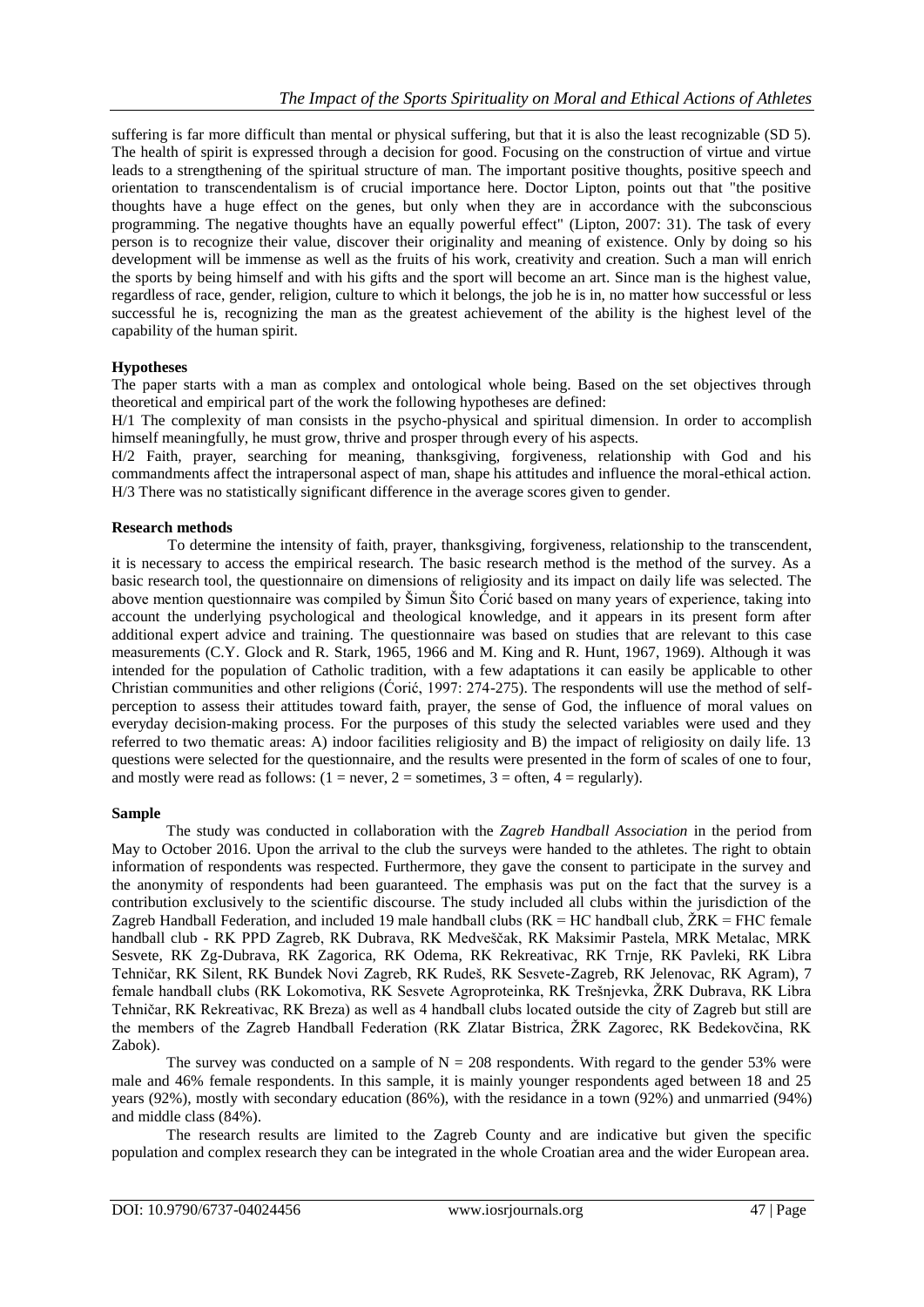suffering is far more difficult than mental or physical suffering, but that it is also the least recognizable (SD 5). The health of spirit is expressed through a decision for good. Focusing on the construction of virtue and virtue leads to a strengthening of the spiritual structure of man. The important positive thoughts, positive speech and orientation to transcendentalism is of crucial importance here. Doctor Lipton, points out that "the positive thoughts have a huge effect on the genes, but only when they are in accordance with the subconscious programming. The negative thoughts have an equally powerful effect" (Lipton, 2007: 31). The task of every person is to recognize their value, discover their originality and meaning of existence. Only by doing so his development will be immense as well as the fruits of his work, creativity and creation. Such a man will enrich the sports by being himself and with his gifts and the sport will become an art. Since man is the highest value, regardless of race, gender, religion, culture to which it belongs, the job he is in, no matter how successful or less successful he is, recognizing the man as the greatest achievement of the ability is the highest level of the capability of the human spirit.

**Hypotheses**

The paper starts with a man as complex and ontological whole being. Based on the set objectives through theoretical and empirical part of the work the following hypotheses are defined:

H/1 The complexity of man consists in the psycho-physical and spiritual dimension. In order to accomplish himself meaningfully, he must grow, thrive and prosper through every of his aspects.

H/2 Faith, prayer, searching for meaning, thanksgiving, forgiveness, relationship with God and his commandments affect the intrapersonal aspect of man, shape his attitudes and influence the moral-ethical action.

H/3 There was no statistically significant difference in the average scores given to gender.

**Research methods**

To determine the intensity of faith, prayer, thanksgiving, forgiveness, relationship to the transcendent, it is necessary to access the empirical research. The basic research method is the method of the survey. As a basic research tool, the questionnaire on dimensions of religiosity and its impact on daily life was selected. The above mention questionnaire was compiled by Šimun Šito Ćorić based on many years of experience, taking into account the underlying psychological and theological knowledge, and it appears in its present form after additional expert advice and training. The questionnaire was based on studies that are relevant to this case measurements (C.Y. Glock and R. Stark, 1965, 1966 and M. King and R. Hunt, 1967, 1969). Although it was intended for the population of Catholic tradition, with a few adaptations it can easily be applicable to other Christian communities and other religions (Ćorić, 1997: 274-275). The respondents will use the method of self-perception to assess their attitudes toward faith, prayer, the sense of God, the influence of moral values on everyday decision-making process. For the purposes of this study the selected variables were used and they referred to two thematic areas: A) indoor facilities religiosity and B) the impact of religiosity on daily life. 13 questions were selected for the questionnaire, and the results were presented in the form of scales of one to four, and mostly were read as follows: (1 = never, 2 = sometimes, 3 = often, 4 = regularly).

**Sample**

The study was conducted in collaboration with the *Zagreb Handball Association* in the period from May to October 2016. Upon the arrival to the club the surveys were handed to the athletes. The right to obtain information of respondents was respected. Furthermore, they gave the consent to participate in the survey and the anonymity of respondents had been guaranteed. The emphasis was put on the fact that the survey is a contribution exclusively to the scientific discourse. The study included all clubs within the jurisdiction of the Zagreb Handball Federation, and included 19 male handball clubs (RK = HC handball club, ŽRK = FHC female handball club - RK PPD Zagreb, RK Dubrava, RK Medveščak, RK Maksimir Pastela, MRK Metalac, MRK Sesvete, RK Zg-Dubrava, RK Zagorica, RK Odema, RK Rekreativac, RK Trnje, RK Pavleki, RK Libra Tehničar, RK Silent, RK Bundek Novi Zagreb, RK Rudeš, RK Sesvete-Zagreb, RK Jelenovac, RK Agram), 7 female handball clubs (RK Lokomotiva, RK Sesvete Agroproteinka, RK Trešnjevka, ŽRK Dubrava, RK Libra Tehničar, RK Rekreativac, RK Breza) as well as 4 handball clubs located outside the city of Zagreb but still are the members of the Zagreb Handball Federation (RK Zlatar Bistrica, ŽRK Zagorec, RK Bedekovčina, RK Zabok).

The survey was conducted on a sample of N = 208 respondents. With regard to the gender 53% were male and 46% female respondents. In this sample, it is mainly younger respondents aged between 18 and 25 years (92%), mostly with secondary education (86%), with the residance in a town (92%) and unmarried (94%) and middle class (84%).

The research results are limited to the Zagreb County and are indicative but given the specific population and complex research they can be integrated in the whole Croatian area and the wider European area.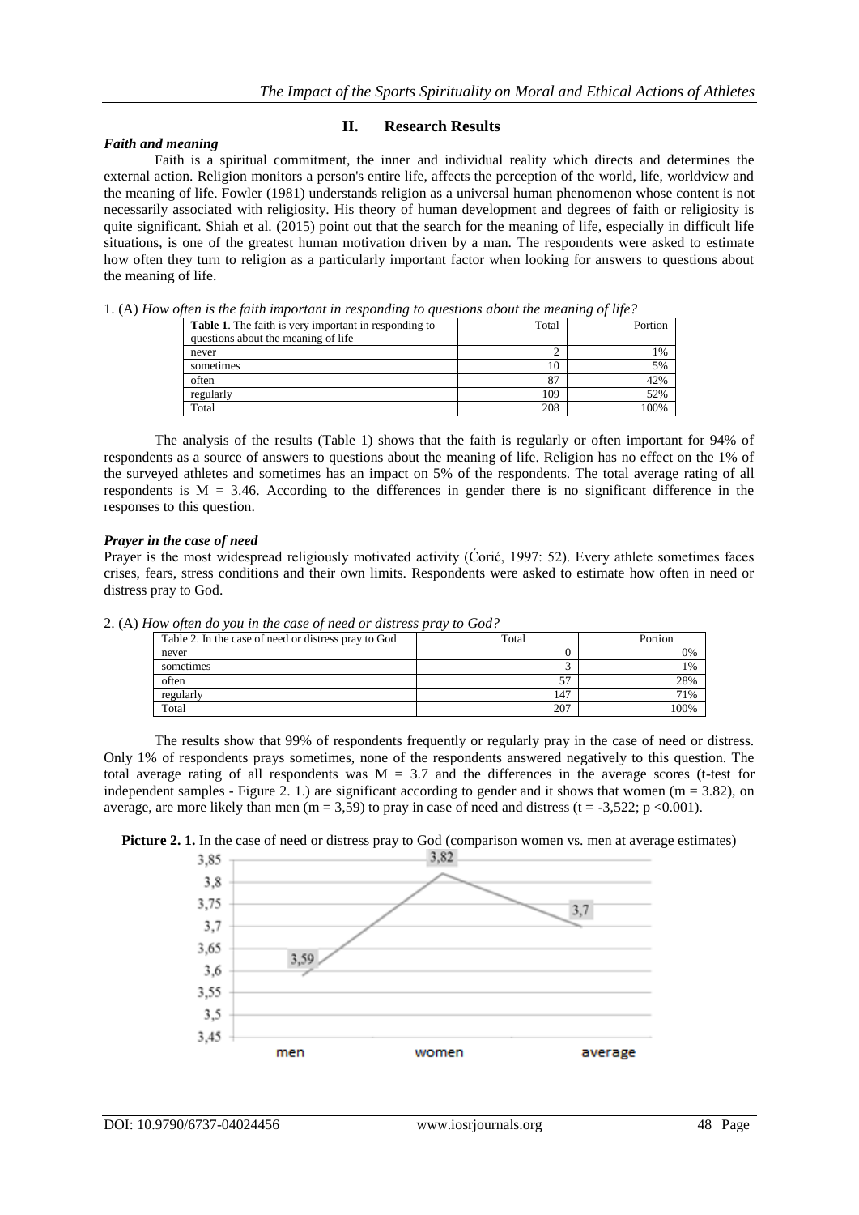## II. Research Results

### *Faith and meaning*

Faith is a spiritual commitment, the inner and individual reality which directs and determines the external action. Religion monitors a person's entire life, affects the perception of the world, life, worldview and the meaning of life. Fowler (1981) understands religion as a universal human phenomenon whose content is not necessarily associated with religiosity. His theory of human development and degrees of faith or religiosity is quite significant. Shiah et al. (2015) point out that the search for the meaning of life, especially in difficult life situations, is one of the greatest human motivation driven by a man. The respondents were asked to estimate how often they turn to religion as a particularly important factor when looking for answers to questions about the meaning of life.

1. (A) *How often is the faith important in responding to questions about the meaning of life?*

| **Table 1**. The faith is very important in responding to questions about the meaning of life | Total | Portion |
|---|---|---|
| never | 2 | 1% |
| sometimes | 10 | 5% |
| often | 87 | 42% |
| regularly | 109 | 52% |
| Total | 208 | 100% |

The analysis of the results (Table 1) shows that the faith is regularly or often important for 94% of respondents as a source of answers to questions about the meaning of life. Religion has no effect on the 1% of the surveyed athletes and sometimes has an impact on 5% of the respondents. The total average rating of all respondents is $M = 3.46$. According to the differences in gender there is no significant difference in the responses to this question.

### *Prayer in the case of need*

Prayer is the most widespread religiously motivated activity (Ćorić, 1997: 52). Every athlete sometimes faces crises, fears, stress conditions and their own limits. Respondents were asked to estimate how often in need or distress pray to God.

2. (A) *How often do you in the case of need or distress pray to God?*

| Table 2. In the case of need or distress pray to God | Total | Portion |
|---|---|---|
| never | 0 | 0% |
| sometimes | 3 | 1% |
| often | 57 | 28% |
| regularly | 147 | 71% |
| Total | 207 | 100% |

The results show that 99% of respondents frequently or regularly pray in the case of need or distress. Only 1% of respondents prays sometimes, none of the respondents answered negatively to this question. The total average rating of all respondents was $M = 3.7$ and the differences in the average scores (t-test for independent samples - Figure 2. 1.) are significant according to gender and it shows that women ($m = 3.82$), on average, are more likely than men ($m = 3,59$) to pray in case of need and distress ($t = -3,522$; $p < 0.001$).

**Picture 2. 1.** In the case of need or distress pray to God (comparison women vs. men at average estimates)

| | men | women | average |
|---|---|---|---|
| Average estimate | 3,59 | 3,82 | 3,7 |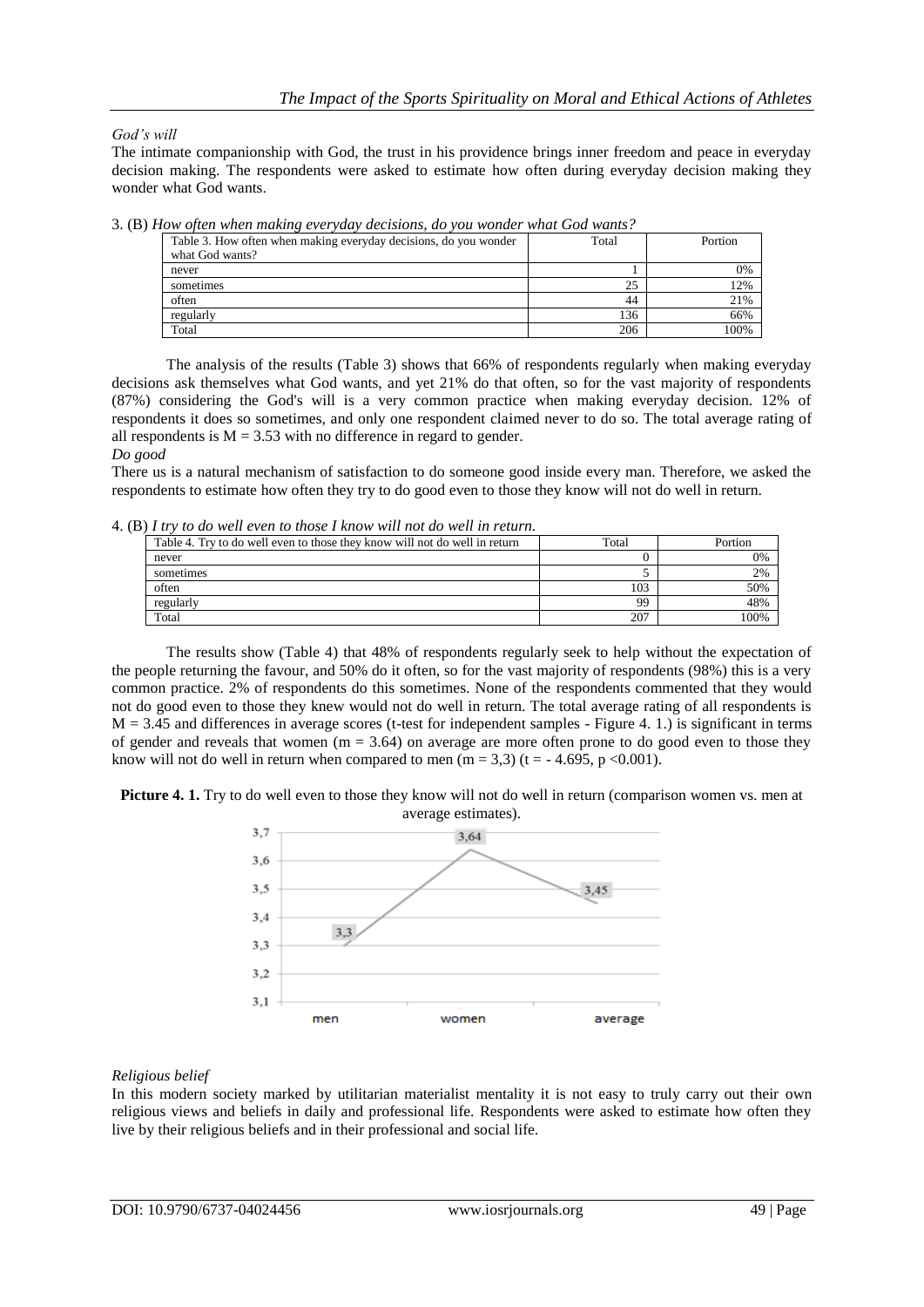*God's will*

The intimate companionship with God, the trust in his providence brings inner freedom and peace in everyday decision making. The respondents were asked to estimate how often during everyday decision making they wonder what God wants.

3. (B) *How often when making everyday decisions, do you wonder what God wants?*

| Table 3. How often when making everyday decisions, do you wonder what God wants? | Total | Portion |
|---|---|---|
| never | 1 | 0% |
| sometimes | 25 | 12% |
| often | 44 | 21% |
| regularly | 136 | 66% |
| Total | 206 | 100% |

The analysis of the results (Table 3) shows that 66% of respondents regularly when making everyday decisions ask themselves what God wants, and yet 21% do that often, so for the vast majority of respondents (87%) considering the God's will is a very common practice when making everyday decision. 12% of respondents it does so sometimes, and only one respondent claimed never to do so. The total average rating of all respondents is $M = 3.53$ with no difference in regard to gender.

*Do good*

There us is a natural mechanism of satisfaction to do someone good inside every man. Therefore, we asked the respondents to estimate how often they try to do good even to those they know will not do well in return.

4. (B) *I try to do well even to those I know will not do well in return.*

| Table 4. Try to do well even to those they know will not do well in return | Total | Portion |
|---|---|---|
| never | 0 | 0% |
| sometimes | 5 | 2% |
| often | 103 | 50% |
| regularly | 99 | 48% |
| Total | 207 | 100% |

The results show (Table 4) that 48% of respondents regularly seek to help without the expectation of the people returning the favour, and 50% do it often, so for the vast majority of respondents (98%) this is a very common practice. 2% of respondents do this sometimes. None of the respondents commented that they would not do good even to those they knew would not do well in return. The total average rating of all respondents is $M = 3.45$ and differences in average scores (t-test for independent samples - Figure 4. 1.) is significant in terms of gender and reveals that women ($m = 3.64$) on average are more often prone to do good even to those they know will not do well in return when compared to men ($m = 3,3$) ($t = -4.695$, $p < 0.001$).

**Picture 4. 1.** Try to do well even to those they know will not do well in return (comparison women vs. men at average estimates).

*Religious belief*

In this modern society marked by utilitarian materialist mentality it is not easy to truly carry out their own religious views and beliefs in daily and professional life. Respondents were asked to estimate how often they live by their religious beliefs and in their professional and social life.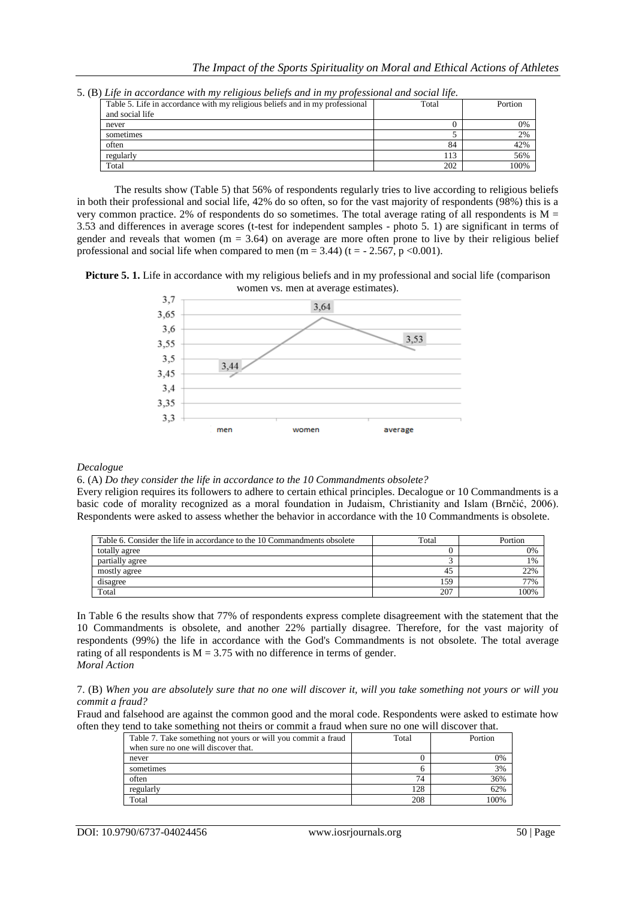5. (B) *Life in accordance with my religious beliefs and in my professional and social life.*

| Table 5. Life in accordance with my religious beliefs and in my professional and social life | Total | Portion |
|---|---|---|
| never | 0 | 0% |
| sometimes | 5 | 2% |
| often | 84 | 42% |
| regularly | 113 | 56% |
| Total | 202 | 100% |

The results show (Table 5) that 56% of respondents regularly tries to live according to religious beliefs in both their professional and social life, 42% do so often, so for the vast majority of respondents (98%) this is a very common practice. 2% of respondents do so sometimes. The total average rating of all respondents is $M = 3.53$ and differences in average scores (t-test for independent samples - photo 5. 1) are significant in terms of gender and reveals that women ($m = 3.64$) on average are more often prone to live by their religious belief professional and social life when compared to men ($m = 3.44$) ($t = -2.567$, $p < 0.001$).

**Picture 5. 1.** Life in accordance with my religious beliefs and in my professional and social life (comparison women vs. men at average estimates).

*Decalogue*

6. (A) *Do they consider the life in accordance to the 10 Commandments obsolete?*

Every religion requires its followers to adhere to certain ethical principles. Decalogue or 10 Commandments is a basic code of morality recognized as a moral foundation in Judaism, Christianity and Islam (Brnčić, 2006). Respondents were asked to assess whether the behavior in accordance with the 10 Commandments is obsolete.

| Table 6. Consider the life in accordance to the 10 Commandments obsolete | Total | Portion |
|---|---|---|
| totally agree | 0 | 0% |
| partially agree | 3 | 1% |
| mostly agree | 45 | 22% |
| disagree | 159 | 77% |
| Total | 207 | 100% |

In Table 6 the results show that 77% of respondents express complete disagreement with the statement that the 10 Commandments is obsolete, and another 22% partially disagree. Therefore, for the vast majority of respondents (99%) the life in accordance with the God's Commandments is not obsolete. The total average rating of all respondents is $M = 3.75$ with no difference in terms of gender.

*Moral Action*

7. (B) *When you are absolutely sure that no one will discover it, will you take something not yours or will you commit a fraud?*

Fraud and falsehood are against the common good and the moral code. Respondents were asked to estimate how often they tend to take something not theirs or commit a fraud when sure no one will discover that.

| Table 7. Take something not yours or will you commit a fraud when sure no one will discover that. | Total | Portion |
|---|---|---|
| never | 0 | 0% |
| sometimes | 6 | 3% |
| often | 74 | 36% |
| regularly | 128 | 62% |
| Total | 208 | 100% |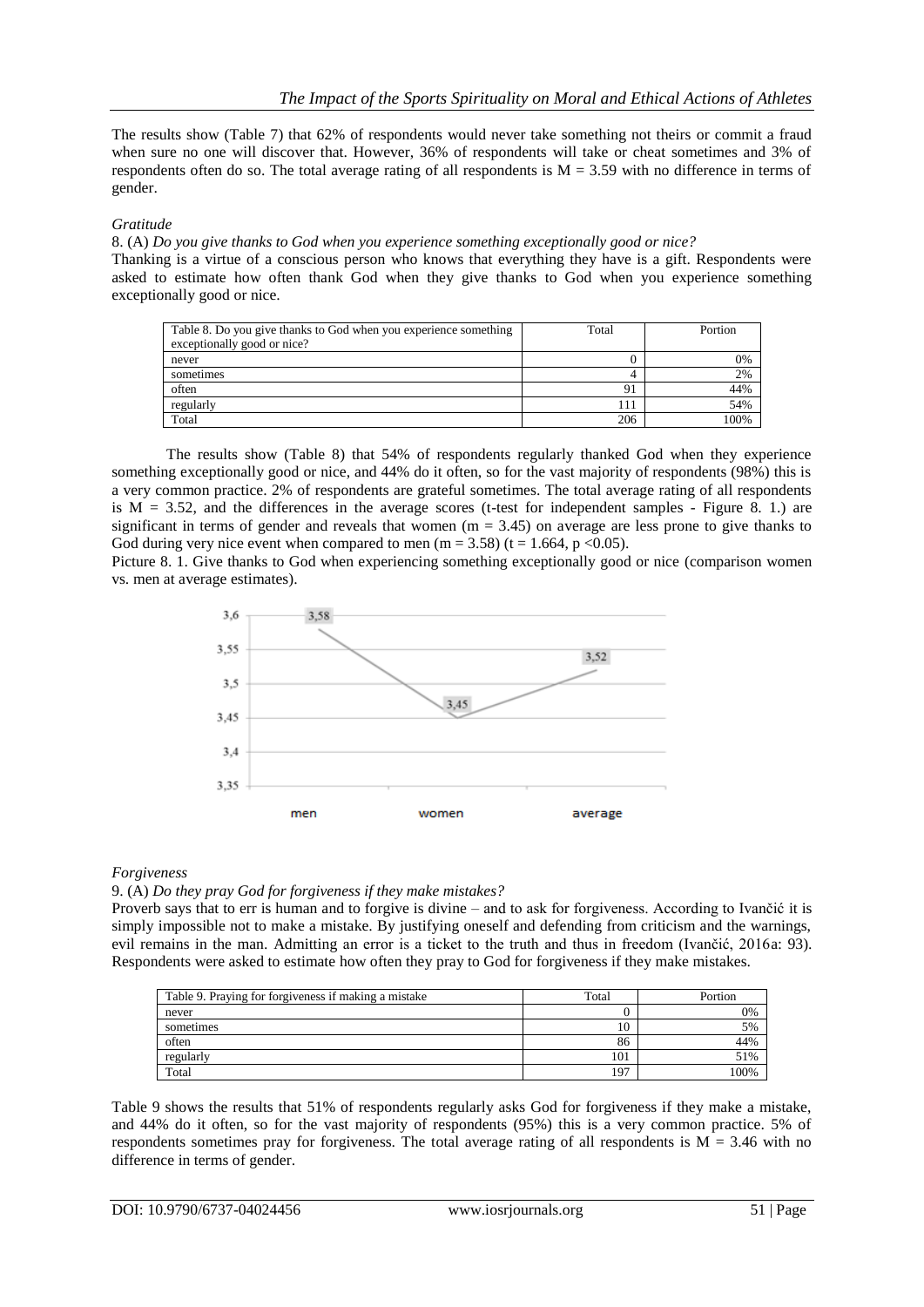The results show (Table 7) that 62% of respondents would never take something not theirs or commit a fraud when sure no one will discover that. However, 36% of respondents will take or cheat sometimes and 3% of respondents often do so. The total average rating of all respondents is $M = 3.59$ with no difference in terms of gender.

*Gratitude*

8. (A) *Do you give thanks to God when you experience something exceptionally good or nice?*

Thanking is a virtue of a conscious person who knows that everything they have is a gift. Respondents were asked to estimate how often thank God when they give thanks to God when you experience something exceptionally good or nice.

| Table 8. Do you give thanks to God when you experience something exceptionally good or nice? | Total | Portion |
|---|---|---|
| never | 0 | 0% |
| sometimes | 4 | 2% |
| often | 91 | 44% |
| regularly | 111 | 54% |
| Total | 206 | 100% |

The results show (Table 8) that 54% of respondents regularly thanked God when they experience something exceptionally good or nice, and 44% do it often, so for the vast majority of respondents (98%) this is a very common practice. 2% of respondents are grateful sometimes. The total average rating of all respondents is $M = 3.52$, and the differences in the average scores (t-test for independent samples - Figure 8. 1.) are significant in terms of gender and reveals that women ($m = 3.45$) on average are less prone to give thanks to God during very nice event when compared to men ($m = 3.58$) ($t = 1.664$, $p < 0.05$).

Picture 8. 1. Give thanks to God when experiencing something exceptionally good or nice (comparison women vs. men at average estimates).

*Forgiveness*

9. (A) *Do they pray God for forgiveness if they make mistakes?*

Proverb says that to err is human and to forgive is divine – and to ask for forgiveness. According to Ivančić it is simply impossible not to make a mistake. By justifying oneself and defending from criticism and the warnings, evil remains in the man. Admitting an error is a ticket to the truth and thus in freedom (Ivančić, 2016a: 93). Respondents were asked to estimate how often they pray to God for forgiveness if they make mistakes.

| Table 9. Praying for forgiveness if making a mistake | Total | Portion |
|---|---|---|
| never | 0 | 0% |
| sometimes | 10 | 5% |
| often | 86 | 44% |
| regularly | 101 | 51% |
| Total | 197 | 100% |

Table 9 shows the results that 51% of respondents regularly asks God for forgiveness if they make a mistake, and 44% do it often, so for the vast majority of respondents (95%) this is a very common practice. 5% of respondents sometimes pray for forgiveness. The total average rating of all respondents is $M = 3.46$ with no difference in terms of gender.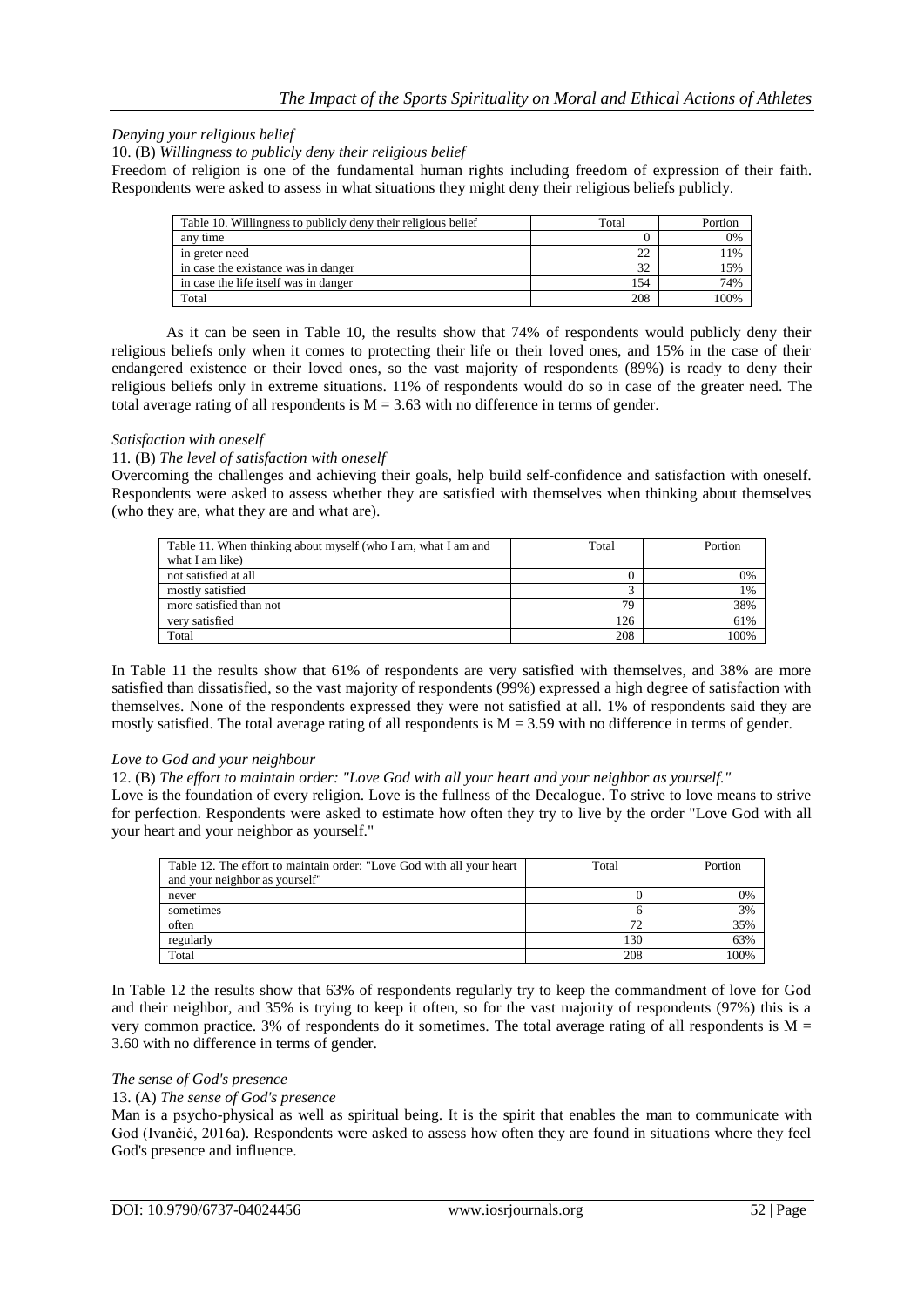*Denying your religious belief*

10. (B) *Willingness to publicly deny their religious belief*

Freedom of religion is one of the fundamental human rights including freedom of expression of their faith. Respondents were asked to assess in what situations they might deny their religious beliefs publicly.

| Table 10. Willingness to publicly deny their religious belief | Total | Portion |
|---|---|---|
| any time | 0 | 0% |
| in greter need | 22 | 11% |
| in case the existance was in danger | 32 | 15% |
| in case the life itself was in danger | 154 | 74% |
| Total | 208 | 100% |

As it can be seen in Table 10, the results show that 74% of respondents would publicly deny their religious beliefs only when it comes to protecting their life or their loved ones, and 15% in the case of their endangered existence or their loved ones, so the vast majority of respondents (89%) is ready to deny their religious beliefs only in extreme situations. 11% of respondents would do so in case of the greater need. The total average rating of all respondents is M = 3.63 with no difference in terms of gender.

*Satisfaction with oneself*

11. (B) *The level of satisfaction with oneself*

Overcoming the challenges and achieving their goals, help build self-confidence and satisfaction with oneself. Respondents were asked to assess whether they are satisfied with themselves when thinking about themselves (who they are, what they are and what are).

| Table 11. When thinking about myself (who I am, what I am and what I am like) | Total | Portion |
|---|---|---|
| not satisfied at all | 0 | 0% |
| mostly satisfied | 3 | 1% |
| more satisfied than not | 79 | 38% |
| very satisfied | 126 | 61% |
| Total | 208 | 100% |

In Table 11 the results show that 61% of respondents are very satisfied with themselves, and 38% are more satisfied than dissatisfied, so the vast majority of respondents (99%) expressed a high degree of satisfaction with themselves. None of the respondents expressed they were not satisfied at all. 1% of respondents said they are mostly satisfied. The total average rating of all respondents is M = 3.59 with no difference in terms of gender.

*Love to God and your neighbour*

12. (B) *The effort to maintain order: "Love God with all your heart and your neighbor as yourself."*

Love is the foundation of every religion. Love is the fullness of the Decalogue. To strive to love means to strive for perfection. Respondents were asked to estimate how often they try to live by the order "Love God with all your heart and your neighbor as yourself."

| Table 12. The effort to maintain order: "Love God with all your heart and your neighbor as yourself" | Total | Portion |
|---|---|---|
| never | 0 | 0% |
| sometimes | 6 | 3% |
| often | 72 | 35% |
| regularly | 130 | 63% |
| Total | 208 | 100% |

In Table 12 the results show that 63% of respondents regularly try to keep the commandment of love for God and their neighbor, and 35% is trying to keep it often, so for the vast majority of respondents (97%) this is a very common practice. 3% of respondents do it sometimes. The total average rating of all respondents is M = 3.60 with no difference in terms of gender.

*The sense of God's presence*

13. (A) *The sense of God's presence*

Man is a psycho-physical as well as spiritual being. It is the spirit that enables the man to communicate with God (Ivančić, 2016a). Respondents were asked to assess how often they are found in situations where they feel God's presence and influence.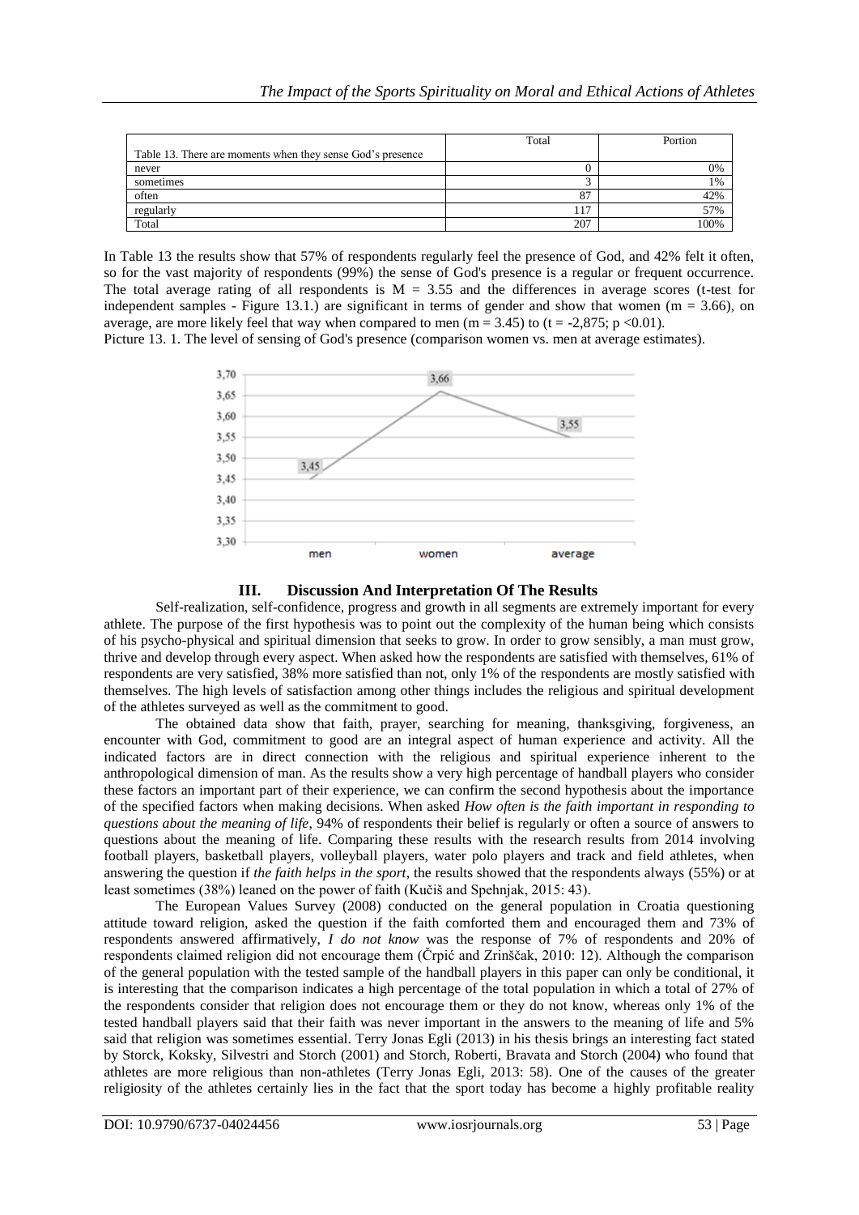| Table 13. There are moments when they sense God's presence | Total | Portion |
|---|---|---|
| never | 0 | 0% |
| sometimes | 3 | 1% |
| often | 87 | 42% |
| regularly | 117 | 57% |
| Total | 207 | 100% |

In Table 13 the results show that 57% of respondents regularly feel the presence of God, and 42% felt it often, so for the vast majority of respondents (99%) the sense of God's presence is a regular or frequent occurrence. The total average rating of all respondents is $M = 3.55$ and the differences in average scores (t-test for independent samples - Figure 13.1.) are significant in terms of gender and show that women ($m = 3.66$), on average, are more likely feel that way when compared to men ($m = 3.45$) to ($t = -2,875$; $p < 0.01$).

Picture 13. 1. The level of sensing of God's presence (comparison women vs. men at average estimates).

## III. Discussion And Interpretation Of The Results

Self-realization, self-confidence, progress and growth in all segments are extremely important for every athlete. The purpose of the first hypothesis was to point out the complexity of the human being which consists of his psycho-physical and spiritual dimension that seeks to grow. In order to grow sensibly, a man must grow, thrive and develop through every aspect. When asked how the respondents are satisfied with themselves, 61% of respondents are very satisfied, 38% more satisfied than not, only 1% of the respondents are mostly satisfied with themselves. The high levels of satisfaction among other things includes the religious and spiritual development of the athletes surveyed as well as the commitment to good.

The obtained data show that faith, prayer, searching for meaning, thanksgiving, forgiveness, an encounter with God, commitment to good are an integral aspect of human experience and activity. All the indicated factors are in direct connection with the religious and spiritual experience inherent to the anthropological dimension of man. As the results show a very high percentage of handball players who consider these factors an important part of their experience, we can confirm the second hypothesis about the importance of the specified factors when making decisions. When asked *How often is the faith important in responding to questions about the meaning of life*, 94% of respondents their belief is regularly or often a source of answers to questions about the meaning of life. Comparing these results with the research results from 2014 involving football players, basketball players, volleyball players, water polo players and track and field athletes, when answering the question if *the faith helps in the sport*, the results showed that the respondents always (55%) or at least sometimes (38%) leaned on the power of faith (Kučiš and Spehnjak, 2015: 43).

The European Values Survey (2008) conducted on the general population in Croatia questioning attitude toward religion, asked the question if the faith comforted them and encouraged them and 73% of respondents answered affirmatively, *I do not know* was the response of 7% of respondents and 20% of respondents claimed religion did not encourage them (Črpić and Zrinščak, 2010: 12). Although the comparison of the general population with the tested sample of the handball players in this paper can only be conditional, it is interesting that the comparison indicates a high percentage of the total population in which a total of 27% of the respondents consider that religion does not encourage them or they do not know, whereas only 1% of the tested handball players said that their faith was never important in the answers to the meaning of life and 5% said that religion was sometimes essential. Terry Jonas Egli (2013) in his thesis brings an interesting fact stated by Storck, Koksky, Silvestri and Storch (2001) and Storch, Roberti, Bravata and Storch (2004) who found that athletes are more religious than non-athletes (Terry Jonas Egli, 2013: 58). One of the causes of the greater religiosity of the athletes certainly lies in the fact that the sport today has become a highly profitable reality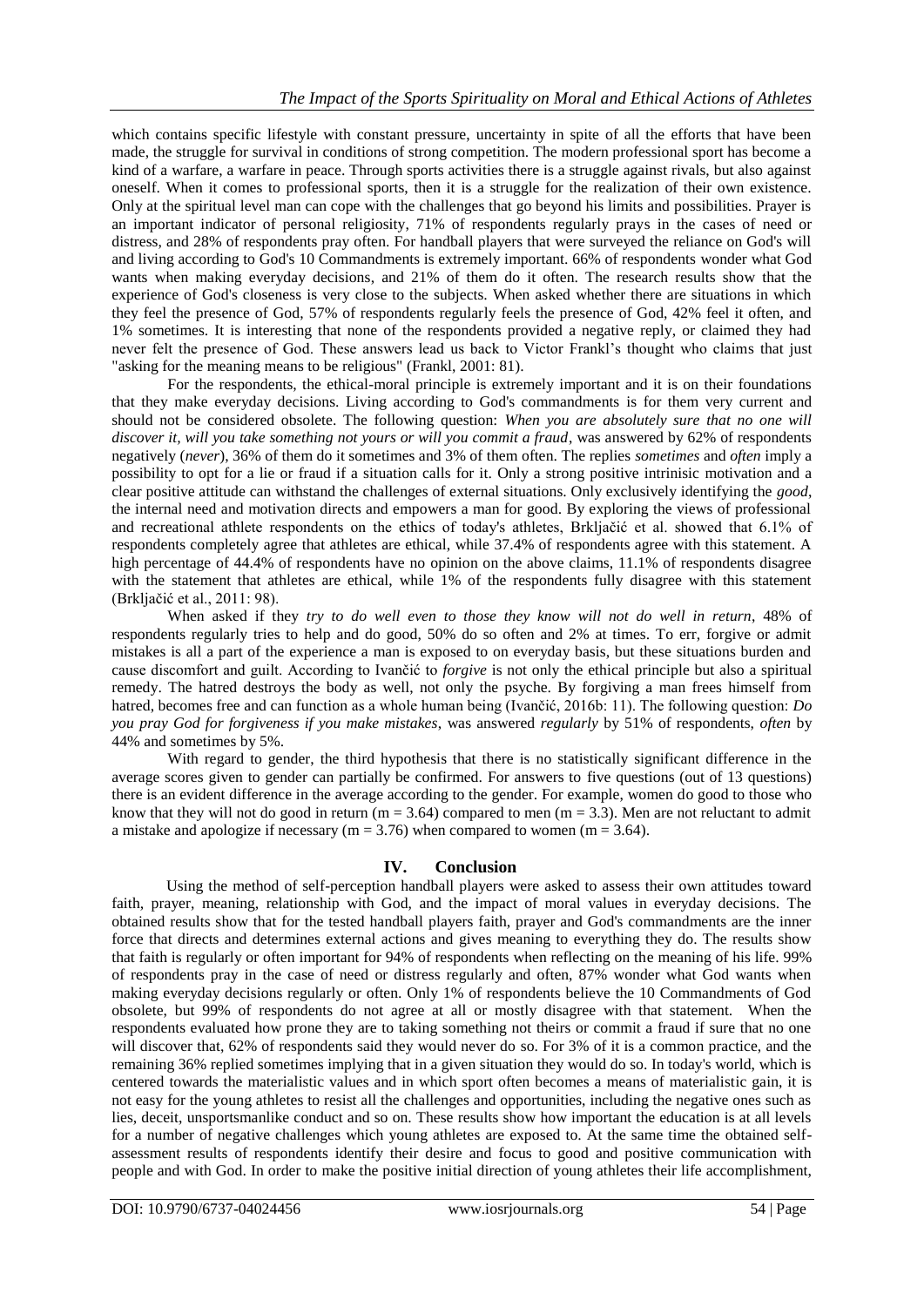which contains specific lifestyle with constant pressure, uncertainty in spite of all the efforts that have been made, the struggle for survival in conditions of strong competition. The modern professional sport has become a kind of a warfare, a warfare in peace. Through sports activities there is a struggle against rivals, but also against oneself. When it comes to professional sports, then it is a struggle for the realization of their own existence. Only at the spiritual level man can cope with the challenges that go beyond his limits and possibilities. Prayer is an important indicator of personal religiosity, 71% of respondents regularly prays in the cases of need or distress, and 28% of respondents pray often. For handball players that were surveyed the reliance on God's will and living according to God's 10 Commandments is extremely important. 66% of respondents wonder what God wants when making everyday decisions, and 21% of them do it often. The research results show that the experience of God's closeness is very close to the subjects. When asked whether there are situations in which they feel the presence of God, 57% of respondents regularly feels the presence of God, 42% feel it often, and 1% sometimes. It is interesting that none of the respondents provided a negative reply, or claimed they had never felt the presence of God. These answers lead us back to Victor Frankl's thought who claims that just "asking for the meaning means to be religious" (Frankl, 2001: 81).

For the respondents, the ethical-moral principle is extremely important and it is on their foundations that they make everyday decisions. Living according to God's commandments is for them very current and should not be considered obsolete. The following question: *When you are absolutely sure that no one will discover it, will you take something not yours or will you commit a fraud*, was answered by 62% of respondents negatively (*never*), 36% of them do it sometimes and 3% of them often. The replies *sometimes* and *often* imply a possibility to opt for a lie or fraud if a situation calls for it. Only a strong positive intrinisic motivation and a clear positive attitude can withstand the challenges of external situations. Only exclusively identifying the *good*, the internal need and motivation directs and empowers a man for good. By exploring the views of professional and recreational athlete respondents on the ethics of today's athletes, Brkljačić et al. showed that 6.1% of respondents completely agree that athletes are ethical, while 37.4% of respondents agree with this statement. A high percentage of 44.4% of respondents have no opinion on the above claims, 11.1% of respondents disagree with the statement that athletes are ethical, while 1% of the respondents fully disagree with this statement (Brkljačić et al., 2011: 98).

When asked if they *try to do well even to those they know will not do well in return*, 48% of respondents regularly tries to help and do good, 50% do so often and 2% at times. To err, forgive or admit mistakes is all a part of the experience a man is exposed to on everyday basis, but these situations burden and cause discomfort and guilt. According to Ivančić to *forgive* is not only the ethical principle but also a spiritual remedy. The hatred destroys the body as well, not only the psyche. By forgiving a man frees himself from hatred, becomes free and can function as a whole human being (Ivančić, 2016b: 11). The following question: *Do you pray God for forgiveness if you make mistakes*, was answered *regularly* by 51% of respondents, *often* by 44% and sometimes by 5%.

With regard to gender, the third hypothesis that there is no statistically significant difference in the average scores given to gender can partially be confirmed. For answers to five questions (out of 13 questions) there is an evident difference in the average according to the gender. For example, women do good to those who know that they will not do good in return ($m = 3.64$) compared to men ($m = 3.3$). Men are not reluctant to admit a mistake and apologize if necessary ($m = 3.76$) when compared to women ($m = 3.64$).

## IV. Conclusion

Using the method of self-perception handball players were asked to assess their own attitudes toward faith, prayer, meaning, relationship with God, and the impact of moral values in everyday decisions. The obtained results show that for the tested handball players faith, prayer and God's commandments are the inner force that directs and determines external actions and gives meaning to everything they do. The results show that faith is regularly or often important for 94% of respondents when reflecting on the meaning of his life. 99% of respondents pray in the case of need or distress regularly and often, 87% wonder what God wants when making everyday decisions regularly or often. Only 1% of respondents believe the 10 Commandments of God obsolete, but 99% of respondents do not agree at all or mostly disagree with that statement. When the respondents evaluated how prone they are to taking something not theirs or commit a fraud if sure that no one will discover that, 62% of respondents said they would never do so. For 3% of it is a common practice, and the remaining 36% replied sometimes implying that in a given situation they would do so. In today's world, which is centered towards the materialistic values and in which sport often becomes a means of materialistic gain, it is not easy for the young athletes to resist all the challenges and opportunities, including the negative ones such as lies, deceit, unsportsmanlike conduct and so on. These results show how important the education is at all levels for a number of negative challenges which young athletes are exposed to. At the same time the obtained self-assessment results of respondents identify their desire and focus to good and positive communication with people and with God. In order to make the positive initial direction of young athletes their life accomplishment,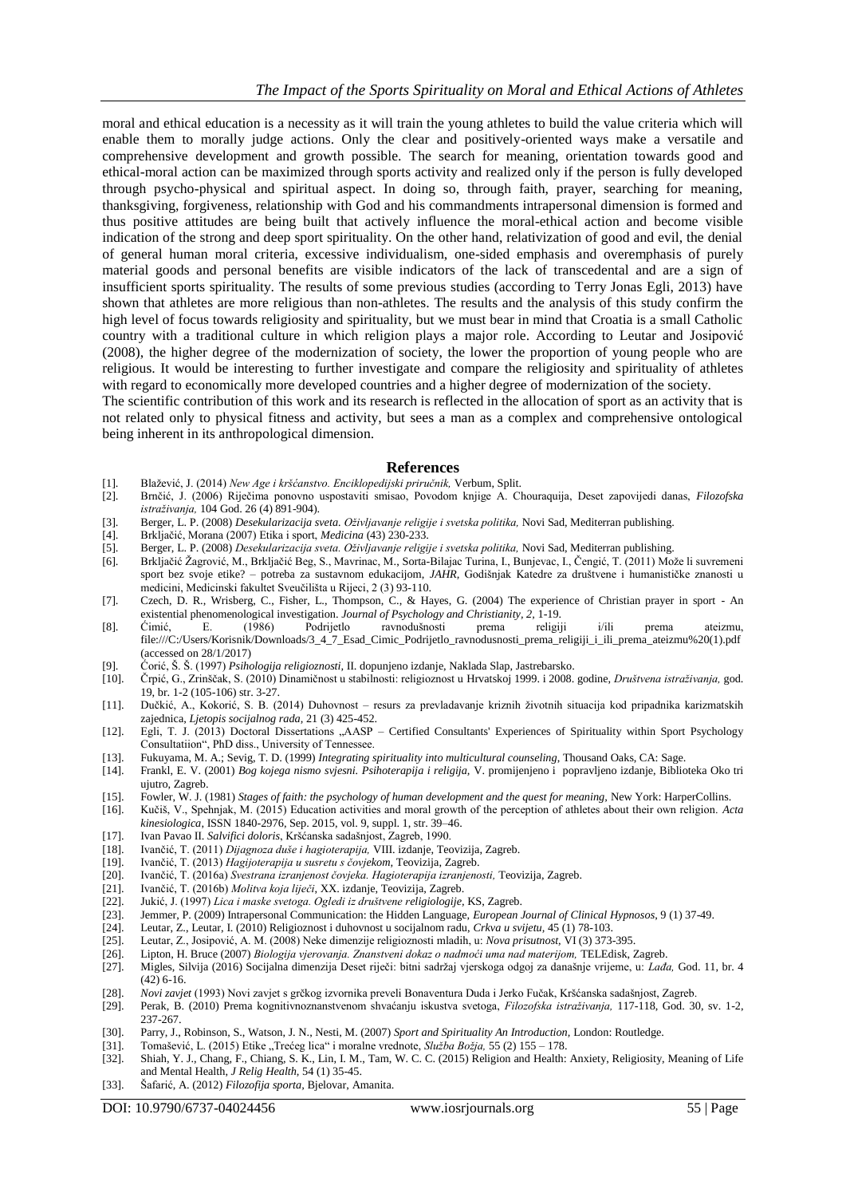moral and ethical education is a necessity as it will train the young athletes to build the value criteria which will enable them to morally judge actions. Only the clear and positively-oriented ways make a versatile and comprehensive development and growth possible. The search for meaning, orientation towards good and ethical-moral action can be maximized through sports activity and realized only if the person is fully developed through psycho-physical and spiritual aspect. In doing so, through faith, prayer, searching for meaning, thanksgiving, forgiveness, relationship with God and his commandments intrapersonal dimension is formed and thus positive attitudes are being built that actively influence the moral-ethical action and become visible indication of the strong and deep sport spirituality. On the other hand, relativization of good and evil, the denial of general human moral criteria, excessive individualism, one-sided emphasis and overemphasis of purely material goods and personal benefits are visible indicators of the lack of transcedental and are a sign of insufficient sports spirituality. The results of some previous studies (according to Terry Jonas Egli, 2013) have shown that athletes are more religious than non-athletes. The results and the analysis of this study confirm the high level of focus towards religiosity and spirituality, but we must bear in mind that Croatia is a small Catholic country with a traditional culture in which religion plays a major role. According to Leutar and Josipović (2008), the higher degree of the modernization of society, the lower the proportion of young people who are religious. It would be interesting to further investigate and compare the religiosity and spirituality of athletes with regard to economically more developed countries and a higher degree of modernization of the society.

The scientific contribution of this work and its research is reflected in the allocation of sport as an activity that is not related only to physical fitness and activity, but sees a man as a complex and comprehensive ontological being inherent in its anthropological dimension.

## References

[1]. Blažević, J. (2014) *New Age i kršćanstvo. Enciklopedijski priručnik,* Verbum, Split.

[2]. Brnčić, J. (2006) Riječima ponovno uspostaviti smisao, Povodom knjige A. Chouraquija, Deset zapovijedi danas, *Filozofska istraživanja,* 104 God. 26 (4) 891-904).

[3]. Berger, L. P. (2008) *Desekularizacija sveta. Oživljavanje religije i svetska politika,* Novi Sad, Mediterran publishing.

[4]. Brkljačić, Morana (2007) Etika i sport, *Medicina* (43) 230-233.

[5]. Berger, L. P. (2008) *Desekularizacija sveta. Oživljavanje religije i svetska politika,* Novi Sad, Mediterran publishing.

[6]. Brkljačić Žagrović, M., Brkljačić Beg, S., Mavrinac, M., Sorta-Bilajac Turina, I., Bunjevac, I., Čengić, T. (2011) Može li suvremeni sport bez svoje etike? – potreba za sustavnom edukacijom, *JAHR,* Godišnjak Katedre za društvene i humanističke znanosti u medicini, Medicinski fakultet Sveučilišta u Rijeci, 2 (3) 93-110.

[7]. Czech, D. R., Wrisberg, C., Fisher, L., Thompson, C., & Hayes, G. (2004) The experience of Christian prayer in sport - An existential phenomenological investigation. *Journal of Psychology and Christianity, 2*, 1-19.

[8]. Ćimić, E. (1986) Podrijetlo ravnodušnosti prema religiji i/ili prema ateizmu, file:///C:/Users/Korisnik/Downloads/3_4_7_Esad_Cimic_Podrijetlo_ravnodusnosti_prema_religiji_i_ili_prema_ateizmu%20(1).pdf (accessed on 28/1/2017)

[9]. Ćorić, Š. Š. (1997) *Psihologija religioznosti,* II. dopunjeno izdanje, Naklada Slap, Jastrebarsko.

[10]. Črpić, G., Zrinščak, S. (2010) Dinamičnost u stabilnosti: religioznost u Hrvatskoj 1999. i 2008. godine, *Društvena istraživanja,* god. 19, br. 1-2 (105-106) str. 3-27.

[11]. Dučkić, A., Kokorić, S. B. (2014) Duhovnost – resurs za prevladavanje kriznih životnih situacija kod pripadnika karizmatskih zajednica, *Ljetopis socijalnog rada,* 21 (3) 425-452.

[12]. Egli, T. J. (2013) Doctoral Dissertations „AASP – Certified Consultants' Experiences of Spirituality within Sport Psychology Consultatiion", PhD diss., University of Tennessee.

[13]. Fukuyama, M. A.; Sevig, T. D. (1999) *Integrating spirituality into multicultural counseling,* Thousand Oaks, CA: Sage.

[14]. Frankl, E. V. (2001) *Bog kojega nismo svjesni. Psihoterapija i religija,* V. promijenjeno i popravljeno izdanje, Biblioteka Oko tri ujutro, Zagreb.

[15]. Fowler, W. J. (1981) *Stages of faith: the psychology of human development and the quest for meaning,* New York: HarperCollins.

[16]. Kučiš, V., Spehnjak, M. (2015) Education activities and moral growth of the perception of athletes about their own religion. *Acta kinesiologica,* ISSN 1840-2976, Sep. 2015, vol. 9, suppl. 1, str. 39–46.

[17]. Ivan Pavao II. *Salvifici doloris,* Kršćanska sadašnjost, Zagreb, 1990.

[18]. Ivančić, T. (2011) *Dijagnoza duše i hagioterapija,* VIII. izdanje, Teovizija, Zagreb.

[19]. Ivančić, T. (2013) *Hagijoterapija u susretu s čovjekom,* Teovizija, Zagreb.

[20]. Ivančić, T. (2016a) *Svestrana izranjenost čovjeka. Hagioterapija izranjenosti,* Teovizija, Zagreb.

[21]. Ivančić, T. (2016b) *Molitva koja liječi,* XX. izdanje, Teovizija, Zagreb.

[22]. Jukić, J. (1997) *Lica i maske svetoga. Ogledi iz društvene religiologije,* KS, Zagreb.

[23]. Jemmer, P. (2009) Intrapersonal Communication: the Hidden Language, *European Journal of Clinical Hypnosos,* 9 (1) 37-49.

[24]. Leutar, Z., Leutar, I. (2010) Religioznost i duhovnost u socijalnom radu, *Crkva u svijetu,* 45 (1) 78-103.

[25]. Leutar, Z., Josipović, A. M. (2008) Neke dimenzije religioznosti mladih, u: *Nova prisutnost,* VI (3) 373-395.

[26]. Lipton, H. Bruce (2007) *Biologija vjerovanja. Znanstveni dokaz o nadmoći uma nad materijom,* TELEdisk, Zagreb.

[27]. Migles, Silvija (2016) Socijalna dimenzija Deset riječi: bitni sadržaj vjerskoga odgoj za današnje vrijeme, u: *Lađa,* God. 11, br. 4 (42) 6-16.

[28]. *Novi zavjet* (1993) Novi zavjet s grčkog izvornika preveli Bonaventura Duda i Jerko Fučak, Kršćanska sadašnjost, Zagreb.

[29]. Perak, B. (2010) Prema kognitivnoznanstvenom shvaćanju iskustva svetoga, *Filozofska istraživanja,* 117-118, God. 30, sv. 1-2, 237-267.

[30]. Parry, J., Robinson, S., Watson, J. N., Nesti, M. (2007) *Sport and Spirituality An Introduction,* London: Routledge.

[31]. Tomašević, L. (2015) Etike „Trećeg lica" i moralne vrednote, *Služba Božja,* 55 (2) 155 – 178.

[32]. Shiah, Y. J., Chang, F., Chiang, S. K., Lin, I. M., Tam, W. C. C. (2015) Religion and Health: Anxiety, Religiosity, Meaning of Life and Mental Health, *J Relig Health,* 54 (1) 35-45.

[33]. Šafarić, A. (2012) *Filozofija sporta,* Bjelovar, Amanita.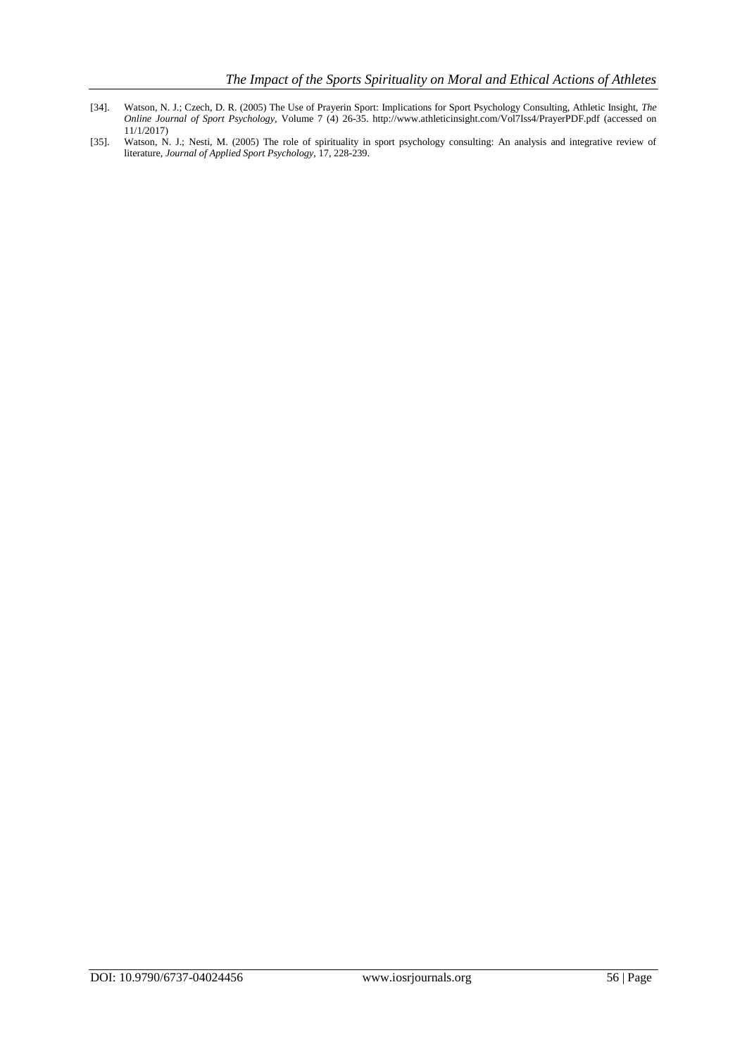[34]. Watson, N. J.; Czech, D. R. (2005) The Use of Prayerin Sport: Implications for Sport Psychology Consulting, Athletic Insight, *The Online Journal of Sport Psychology*, Volume 7 (4) 26-35. http://www.athleticinsight.com/Vol7Iss4/PrayerPDF.pdf (accessed on 11/1/2017)

[35]. Watson, N. J.; Nesti, M. (2005) The role of spirituality in sport psychology consulting: An analysis and integrative review of literature, *Journal of Applied Sport Psychology*, 17, 228-239.